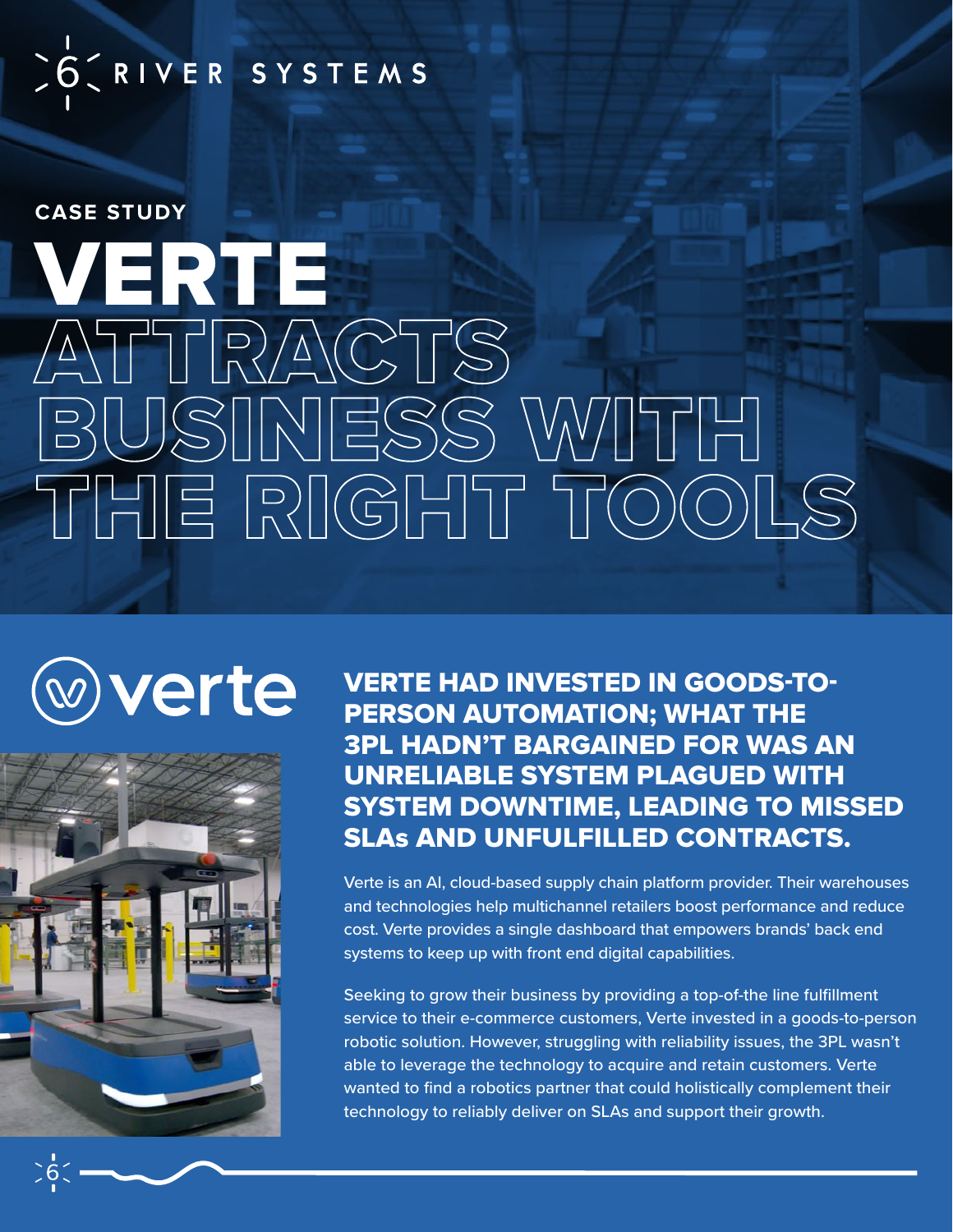6 RIVER SYSTEMS

CASE STUDY

# VERTE ATTRACTS BUSINESS WITH THE RIGHT TOOLS

verte

## VERTE HAD INVESTED IN GOODS-TO-PERSON AUTOMATION; WHAT THE 3PL HADN'T BARGAINED FOR WAS AN UNRELIABLE SYSTEM PLAGUED WITH SYSTEM DOWNTIME, LEADING TO MISSED SLAs AND UNFULFILLED CONTRACTS.

Verte is an AI, cloud-based supply chain platform provider. Their warehouses and technologies help multichannel retailers boost performance and reduce cost. Verte provides a single dashboard that empowers brands' back end systems to keep up with front end digital capabilities.

Seeking to grow their business by providing a top-of-the line fulfillment service to their e-commerce customers, Verte invested in a goods-to-person robotic solution. However, struggling with reliability issues, the 3PL wasn't able to leverage the technology to acquire and retain customers. Verte wanted to find a robotics partner that could holistically complement their technology to reliably deliver on SLAs and support their growth.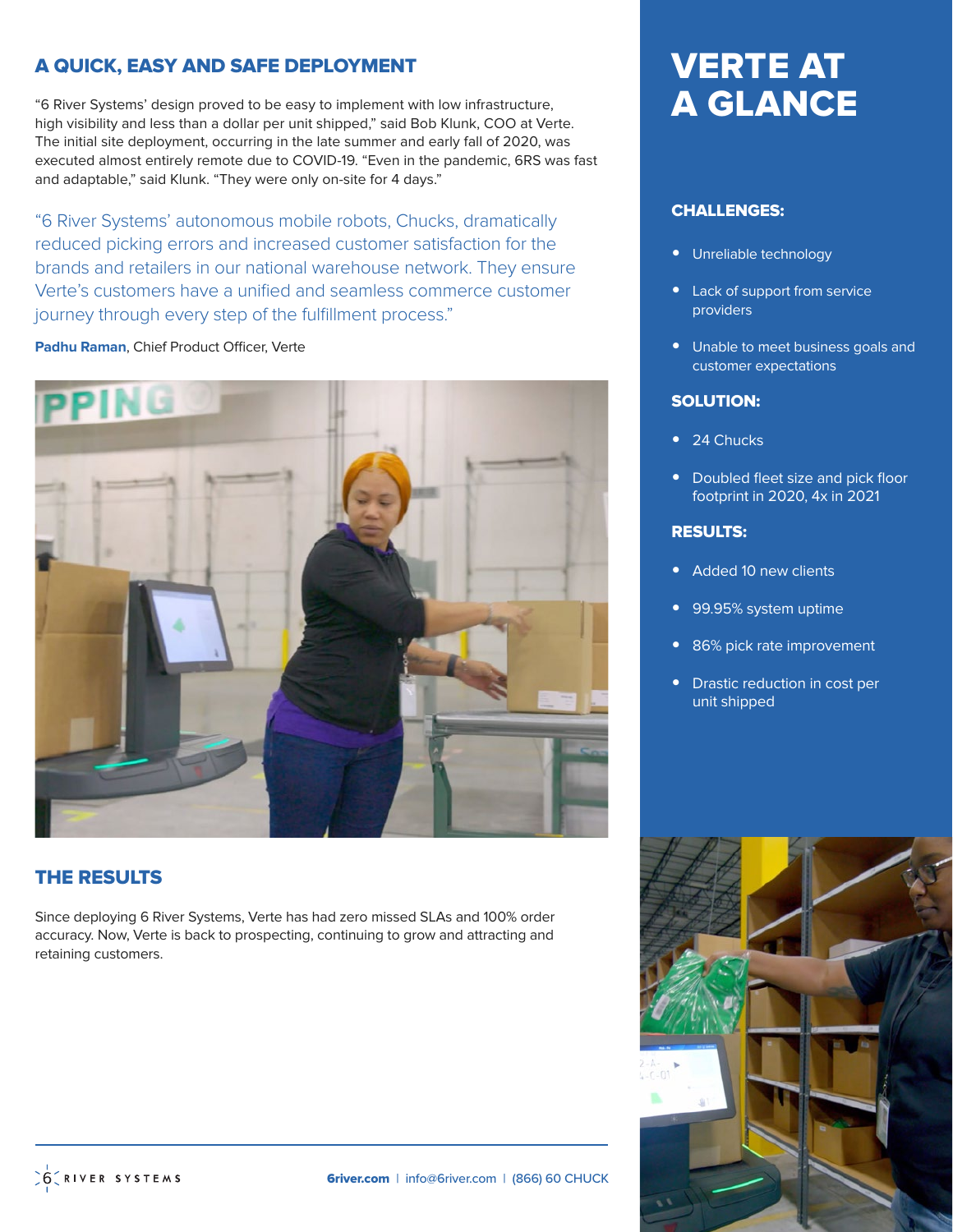## A QUICK, EASY AND SAFE DEPLOYMENT

"6 River Systems' design proved to be easy to implement with low infrastructure, high visibility and less than a dollar per unit shipped," said Bob Klunk, COO at Verte. The initial site deployment, occurring in the late summer and early fall of 2020, was executed almost entirely remote due to COVID-19. "Even in the pandemic, 6RS was fast and adaptable," said Klunk. "They were only on-site for 4 days."

> "6 River Systems' autonomous mobile robots, Chucks, dramatically reduced picking errors and increased customer satisfaction for the brands and retailers in our national warehouse network. They ensure Verte's customers have a unified and seamless commerce customer journey through every step of the fulfillment process."

**Padhu Raman**, Chief Product Officer, Verte

## THE RESULTS

Since deploying 6 River Systems, Verte has had zero missed SLAs and 100% order accuracy. Now, Verte is back to prospecting, continuing to grow and attracting and retaining customers.

# VERTE AT A GLANCE

### CHALLENGES:

- Unreliable technology
- Lack of support from service providers
- Unable to meet business goals and customer expectations

### SOLUTION:

- 24 Chucks
- Doubled fleet size and pick floor footprint in 2020, 4x in 2021

### RESULTS:

- Added 10 new clients
- 99.95% system uptime
- 86% pick rate improvement
- Drastic reduction in cost per unit shipped

6 RIVER SYSTEMS

**6river.com** | info@6river.com | (866) 60 CHUCK